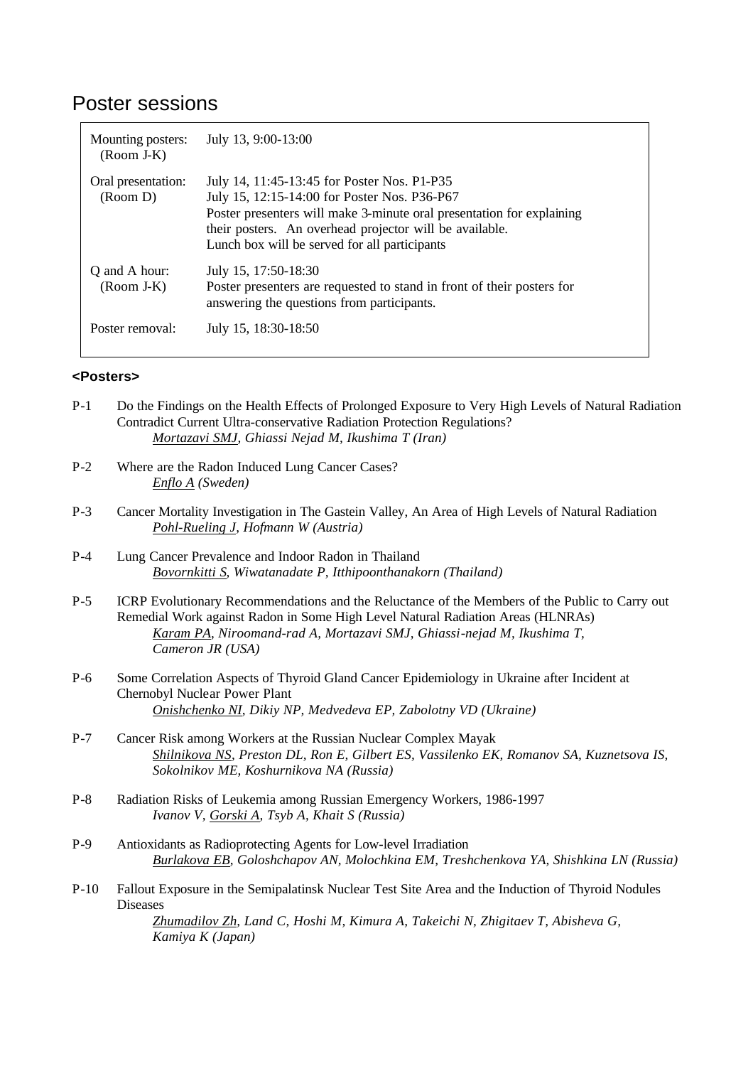# Poster sessions

| | |
|---|---|
| Mounting posters: (Room J-K) | July 13, 9:00-13:00 |
| Oral presentation: (Room D) | July 14, 11:45-13:45 for Poster Nos. P1-P35<br>July 15, 12:15-14:00 for Poster Nos. P36-P67<br>Poster presenters will make 3-minute oral presentation for explaining their posters. An overhead projector will be available.<br>Lunch box will be served for all participants |
| Q and A hour: (Room J-K) | July 15, 17:50-18:30<br>Poster presenters are requested to stand in front of their posters for answering the questions from participants. |
| Poster removal: | July 15, 18:30-18:50 |

**<Posters>**

P-1 Do the Findings on the Health Effects of Prolonged Exposure to Very High Levels of Natural Radiation Contradict Current Ultra-conservative Radiation Protection Regulations?
*Mortazavi SMJ, Ghiassi Nejad M, Ikushima T (Iran)*

P-2 Where are the Radon Induced Lung Cancer Cases?
*Enflo A (Sweden)*

P-3 Cancer Mortality Investigation in The Gastein Valley, An Area of High Levels of Natural Radiation
*Pohl-Rueling J, Hofmann W (Austria)*

P-4 Lung Cancer Prevalence and Indoor Radon in Thailand
*Bovornkitti S, Wiwatanadate P, Itthipoonthanakorn (Thailand)*

P-5 ICRP Evolutionary Recommendations and the Reluctance of the Members of the Public to Carry out Remedial Work against Radon in Some High Level Natural Radiation Areas (HLNRAs)
*Karam PA, Niroomand-rad A, Mortazavi SMJ, Ghiassi-nejad M, Ikushima T, Cameron JR (USA)*

P-6 Some Correlation Aspects of Thyroid Gland Cancer Epidemiology in Ukraine after Incident at Chernobyl Nuclear Power Plant
*Onishchenko NI, Dikiy NP, Medvedeva EP, Zabolotny VD (Ukraine)*

P-7 Cancer Risk among Workers at the Russian Nuclear Complex Mayak
*Shilnikova NS, Preston DL, Ron E, Gilbert ES, Vassilenko EK, Romanov SA, Kuznetsova IS, Sokolnikov ME, Koshurnikova NA (Russia)*

P-8 Radiation Risks of Leukemia among Russian Emergency Workers, 1986-1997
*Ivanov V, Gorski A, Tsyb A, Khait S (Russia)*

P-9 Antioxidants as Radioprotecting Agents for Low-level Irradiation
*Burlakova EB, Goloshchapov AN, Molochkina EM, Treshchenkova YA, Shishkina LN (Russia)*

P-10 Fallout Exposure in the Semipalatinsk Nuclear Test Site Area and the Induction of Thyroid Nodules Diseases
*Zhumadilov Zh, Land C, Hoshi M, Kimura A, Takeichi N, Zhigitaev T, Abisheva G, Kamiya K (Japan)*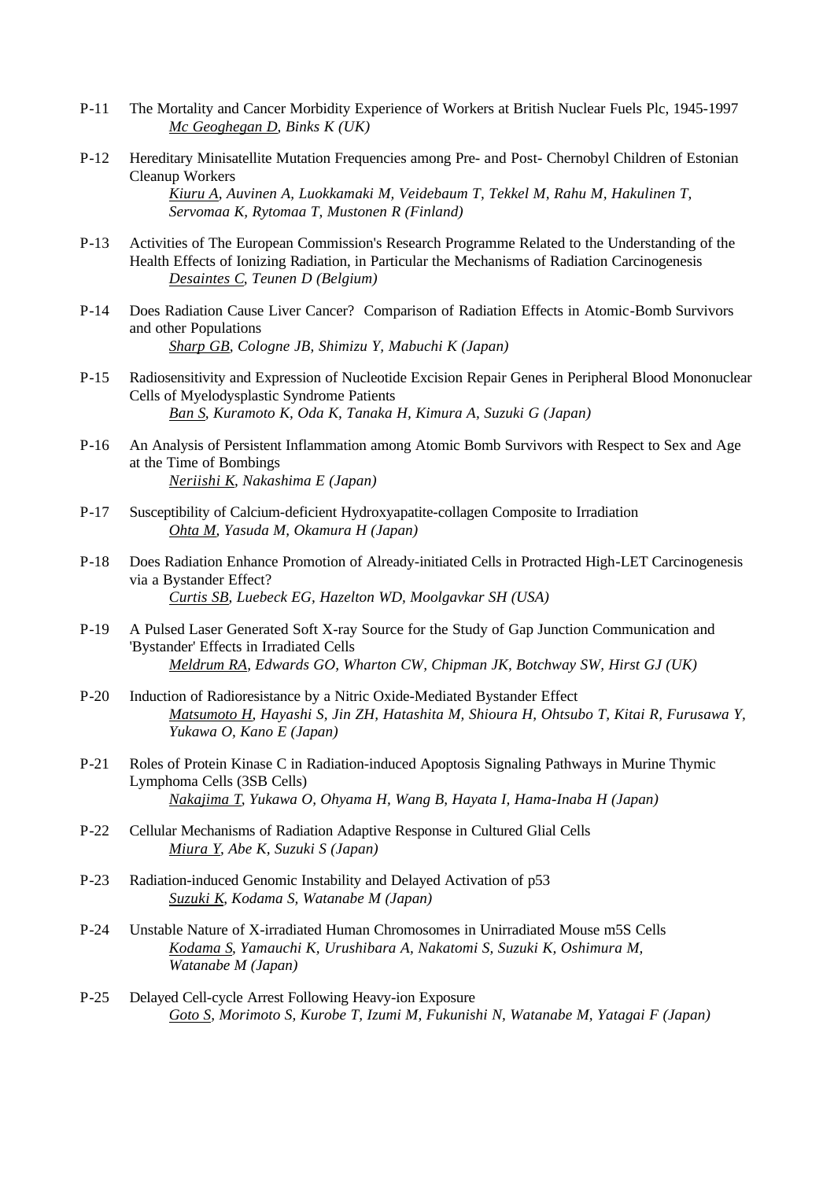P-11 The Mortality and Cancer Morbidity Experience of Workers at British Nuclear Fuels Plc, 1945-1997
*<u>Mc Geoghegan D</u>, Binks K (UK)*

P-12 Hereditary Minisatellite Mutation Frequencies among Pre- and Post- Chernobyl Children of Estonian Cleanup Workers
*<u>Kiuru A</u>, Auvinen A, Luokkamaki M, Veidebaum T, Tekkel M, Rahu M, Hakulinen T, Servomaa K, Rytomaa T, Mustonen R (Finland)*

P-13 Activities of The European Commission's Research Programme Related to the Understanding of the Health Effects of Ionizing Radiation, in Particular the Mechanisms of Radiation Carcinogenesis
*<u>Desaintes C</u>, Teunen D (Belgium)*

P-14 Does Radiation Cause Liver Cancer? Comparison of Radiation Effects in Atomic-Bomb Survivors and other Populations
*<u>Sharp GB</u>, Cologne JB, Shimizu Y, Mabuchi K (Japan)*

P-15 Radiosensitivity and Expression of Nucleotide Excision Repair Genes in Peripheral Blood Mononuclear Cells of Myelodysplastic Syndrome Patients
*<u>Ban S</u>, Kuramoto K, Oda K, Tanaka H, Kimura A, Suzuki G (Japan)*

P-16 An Analysis of Persistent Inflammation among Atomic Bomb Survivors with Respect to Sex and Age at the Time of Bombings
*<u>Neriishi K</u>, Nakashima E (Japan)*

P-17 Susceptibility of Calcium-deficient Hydroxyapatite-collagen Composite to Irradiation
*<u>Ohta M</u>, Yasuda M, Okamura H (Japan)*

P-18 Does Radiation Enhance Promotion of Already-initiated Cells in Protracted High-LET Carcinogenesis via a Bystander Effect?
*<u>Curtis SB</u>, Luebeck EG, Hazelton WD, Moolgavkar SH (USA)*

P-19 A Pulsed Laser Generated Soft X-ray Source for the Study of Gap Junction Communication and 'Bystander' Effects in Irradiated Cells
*<u>Meldrum RA</u>, Edwards GO, Wharton CW, Chipman JK, Botchway SW, Hirst GJ (UK)*

P-20 Induction of Radioresistance by a Nitric Oxide-Mediated Bystander Effect
*<u>Matsumoto H</u>, Hayashi S, Jin ZH, Hatashita M, Shioura H, Ohtsubo T, Kitai R, Furusawa Y, Yukawa O, Kano E (Japan)*

P-21 Roles of Protein Kinase C in Radiation-induced Apoptosis Signaling Pathways in Murine Thymic Lymphoma Cells (3SB Cells)
*<u>Nakajima T</u>, Yukawa O, Ohyama H, Wang B, Hayata I, Hama-Inaba H (Japan)*

P-22 Cellular Mechanisms of Radiation Adaptive Response in Cultured Glial Cells
*<u>Miura Y</u>, Abe K, Suzuki S (Japan)*

P-23 Radiation-induced Genomic Instability and Delayed Activation of p53
*<u>Suzuki K</u>, Kodama S, Watanabe M (Japan)*

P-24 Unstable Nature of X-irradiated Human Chromosomes in Unirradiated Mouse m5S Cells
*<u>Kodama S</u>, Yamauchi K, Urushibara A, Nakatomi S, Suzuki K, Oshimura M, Watanabe M (Japan)*

P-25 Delayed Cell-cycle Arrest Following Heavy-ion Exposure
*<u>Goto S</u>, Morimoto S, Kurobe T, Izumi M, Fukunishi N, Watanabe M, Yatagai F (Japan)*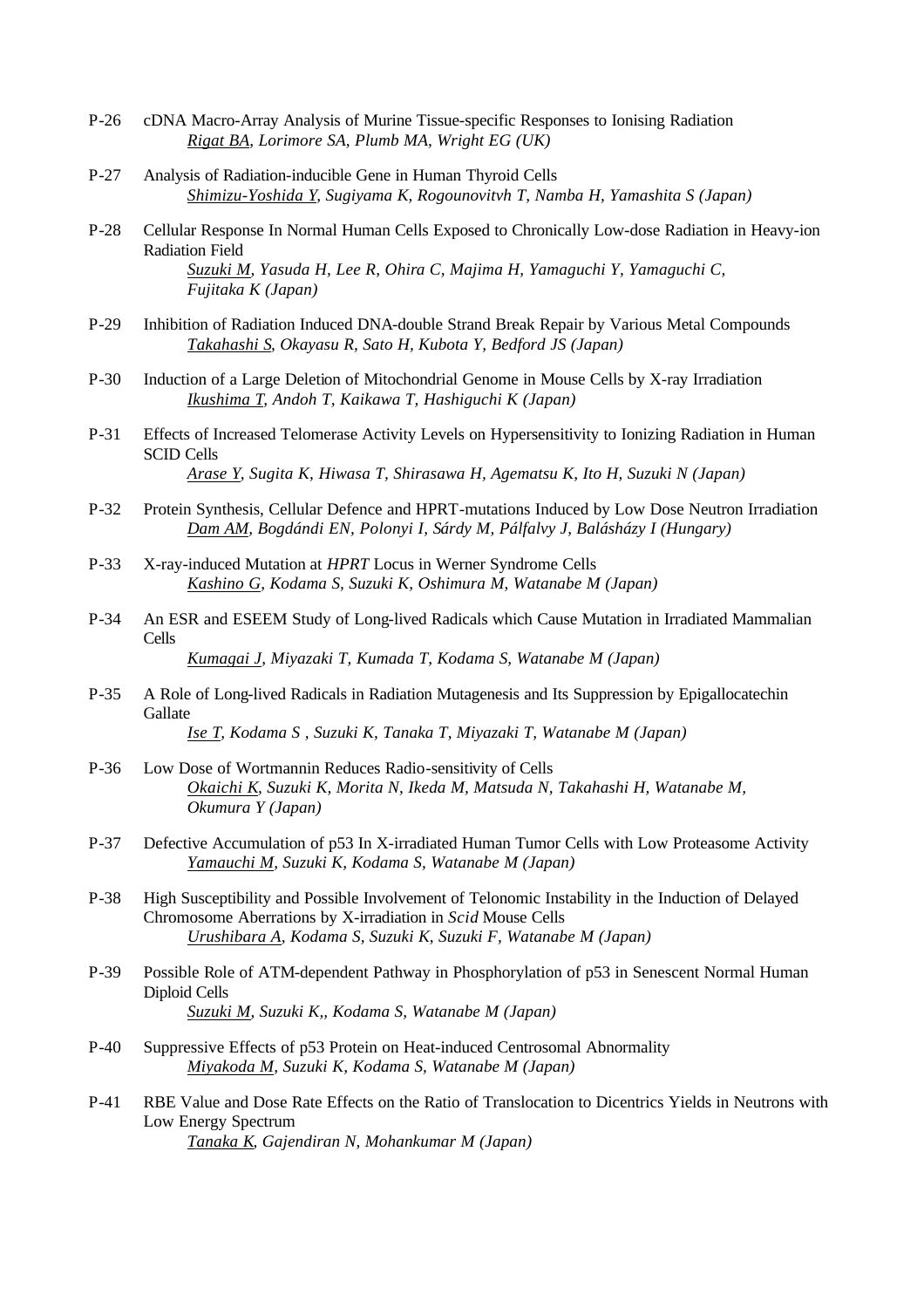P-26 cDNA Macro-Array Analysis of Murine Tissue-specific Responses to Ionising Radiation
*Rigat BA, Lorimore SA, Plumb MA, Wright EG (UK)*

P-27 Analysis of Radiation-inducible Gene in Human Thyroid Cells
*Shimizu-Yoshida Y, Sugiyama K, Rogounovitvh T, Namba H, Yamashita S (Japan)*

P-28 Cellular Response In Normal Human Cells Exposed to Chronically Low-dose Radiation in Heavy-ion Radiation Field
*Suzuki M, Yasuda H, Lee R, Ohira C, Majima H, Yamaguchi Y, Yamaguchi C, Fujitaka K (Japan)*

P-29 Inhibition of Radiation Induced DNA-double Strand Break Repair by Various Metal Compounds
*Takahashi S, Okayasu R, Sato H, Kubota Y, Bedford JS (Japan)*

P-30 Induction of a Large Deletion of Mitochondrial Genome in Mouse Cells by X-ray Irradiation
*Ikushima T, Andoh T, Kaikawa T, Hashiguchi K (Japan)*

P-31 Effects of Increased Telomerase Activity Levels on Hypersensitivity to Ionizing Radiation in Human SCID Cells
*Arase Y, Sugita K, Hiwasa T, Shirasawa H, Agematsu K, Ito H, Suzuki N (Japan)*

P-32 Protein Synthesis, Cellular Defence and HPRT-mutations Induced by Low Dose Neutron Irradiation
*Dam AM, Bogdándi EN, Polonyi I, Sárdy M, Pálfalvy J, Balásházy I (Hungary)*

P-33 X-ray-induced Mutation at *HPRT* Locus in Werner Syndrome Cells
*Kashino G, Kodama S, Suzuki K, Oshimura M, Watanabe M (Japan)*

P-34 An ESR and ESEEM Study of Long-lived Radicals which Cause Mutation in Irradiated Mammalian Cells
*Kumagai J, Miyazaki T, Kumada T, Kodama S, Watanabe M (Japan)*

P-35 A Role of Long-lived Radicals in Radiation Mutagenesis and Its Suppression by Epigallocatechin Gallate
*Ise T, Kodama S , Suzuki K, Tanaka T, Miyazaki T, Watanabe M (Japan)*

P-36 Low Dose of Wortmannin Reduces Radio-sensitivity of Cells
*Okaichi K, Suzuki K, Morita N, Ikeda M, Matsuda N, Takahashi H, Watanabe M, Okumura Y (Japan)*

P-37 Defective Accumulation of p53 In X-irradiated Human Tumor Cells with Low Proteasome Activity
*Yamauchi M, Suzuki K, Kodama S, Watanabe M (Japan)*

P-38 High Susceptibility and Possible Involvement of Telonomic Instability in the Induction of Delayed Chromosome Aberrations by X-irradiation in *Scid* Mouse Cells
*Urushibara A, Kodama S, Suzuki K, Suzuki F, Watanabe M (Japan)*

P-39 Possible Role of ATM-dependent Pathway in Phosphorylation of p53 in Senescent Normal Human Diploid Cells
*Suzuki M, Suzuki K,, Kodama S, Watanabe M (Japan)*

P-40 Suppressive Effects of p53 Protein on Heat-induced Centrosomal Abnormality
*Miyakoda M, Suzuki K, Kodama S, Watanabe M (Japan)*

P-41 RBE Value and Dose Rate Effects on the Ratio of Translocation to Dicentrics Yields in Neutrons with Low Energy Spectrum
*Tanaka K, Gajendiran N, Mohankumar M (Japan)*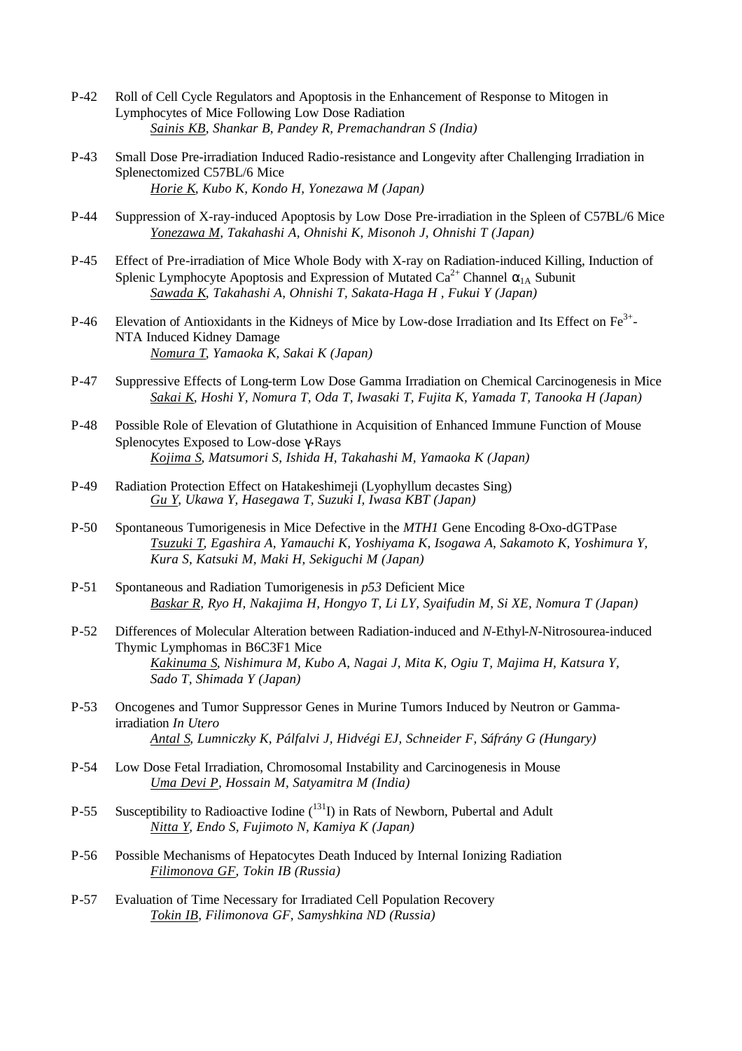P-42 Roll of Cell Cycle Regulators and Apoptosis in the Enhancement of Response to Mitogen in Lymphocytes of Mice Following Low Dose Radiation
*Sainis KB, Shankar B, Pandey R, Premachandran S (India)*

P-43 Small Dose Pre-irradiation Induced Radio-resistance and Longevity after Challenging Irradiation in Splenectomized C57BL/6 Mice
*Horie K, Kubo K, Kondo H, Yonezawa M (Japan)*

P-44 Suppression of X-ray-induced Apoptosis by Low Dose Pre-irradiation in the Spleen of C57BL/6 Mice
*Yonezawa M, Takahashi A, Ohnishi K, Misonoh J, Ohnishi T (Japan)*

P-45 Effect of Pre-irradiation of Mice Whole Body with X-ray on Radiation-induced Killing, Induction of Splenic Lymphocyte Apoptosis and Expression of Mutated $Ca^{2+}$ Channel $\alpha_{1A}$ Subunit
*Sawada K, Takahashi A, Ohnishi T, Sakata-Haga H , Fukui Y (Japan)*

P-46 Elevation of Antioxidants in the Kidneys of Mice by Low-dose Irradiation and Its Effect on $Fe^{3+}$-NTA Induced Kidney Damage
*Nomura T, Yamaoka K, Sakai K (Japan)*

P-47 Suppressive Effects of Long-term Low Dose Gamma Irradiation on Chemical Carcinogenesis in Mice
*Sakai K, Hoshi Y, Nomura T, Oda T, Iwasaki T, Fujita K, Yamada T, Tanooka H (Japan)*

P-48 Possible Role of Elevation of Glutathione in Acquisition of Enhanced Immune Function of Mouse Splenocytes Exposed to Low-dose $\gamma$-Rays
*Kojima S, Matsumori S, Ishida H, Takahashi M, Yamaoka K (Japan)*

P-49 Radiation Protection Effect on Hatakeshimeji (Lyophyllum decastes Sing)
*Gu Y, Ukawa Y, Hasegawa T, Suzuki I, Iwasa KBT (Japan)*

P-50 Spontaneous Tumorigenesis in Mice Defective in the *MTH1* Gene Encoding 8-Oxo-dGTPase
*Tsuzuki T, Egashira A, Yamauchi K, Yoshiyama K, Isogawa A, Sakamoto K, Yoshimura Y, Kura S, Katsuki M, Maki H, Sekiguchi M (Japan)*

P-51 Spontaneous and Radiation Tumorigenesis in *p53* Deficient Mice
*Baskar R, Ryo H, Nakajima H, Hongyo T, Li LY, Syaifudin M, Si XE, Nomura T (Japan)*

P-52 Differences of Molecular Alteration between Radiation-induced and *N*-Ethyl-*N*-Nitrosourea-induced Thymic Lymphomas in B6C3F1 Mice
*Kakinuma S, Nishimura M, Kubo A, Nagai J, Mita K, Ogiu T, Majima H, Katsura Y, Sado T, Shimada Y (Japan)*

P-53 Oncogenes and Tumor Suppressor Genes in Murine Tumors Induced by Neutron or Gamma-irradiation *In Utero*
*Antal S, Lumniczky K, Pálfalvi J, Hidvégi EJ, Schneider F, Sáfrány G (Hungary)*

P-54 Low Dose Fetal Irradiation, Chromosomal Instability and Carcinogenesis in Mouse
*Uma Devi P, Hossain M, Satyamitra M (India)*

P-55 Susceptibility to Radioactive Iodine ($^{131}I$) in Rats of Newborn, Pubertal and Adult
*Nitta Y, Endo S, Fujimoto N, Kamiya K (Japan)*

P-56 Possible Mechanisms of Hepatocytes Death Induced by Internal Ionizing Radiation
*Filimonova GF, Tokin IB (Russia)*

P-57 Evaluation of Time Necessary for Irradiated Cell Population Recovery
*Tokin IB, Filimonova GF, Samyshkina ND (Russia)*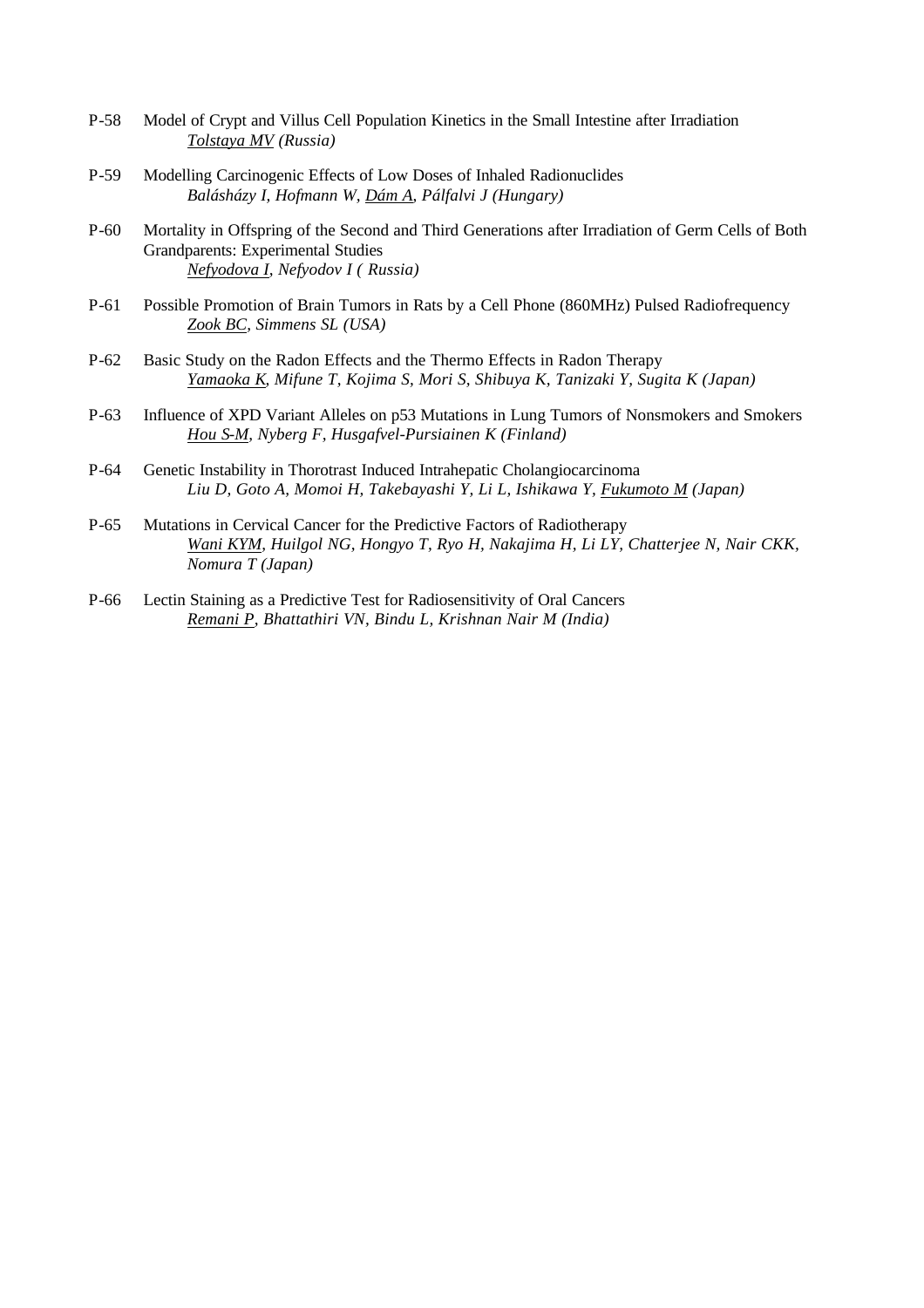P-58 Model of Crypt and Villus Cell Population Kinetics in the Small Intestine after Irradiation
*<u>Tolstaya MV</u> (Russia)*

P-59 Modelling Carcinogenic Effects of Low Doses of Inhaled Radionuclides
*Balásházy I, Hofmann W, <u>Dám A</u>, Pálfalvi J (Hungary)*

P-60 Mortality in Offspring of the Second and Third Generations after Irradiation of Germ Cells of Both Grandparents: Experimental Studies
*<u>Nefyodova I</u>, Nefyodov I ( Russia)*

P-61 Possible Promotion of Brain Tumors in Rats by a Cell Phone (860MHz) Pulsed Radiofrequency
*<u>Zook BC</u>, Simmens SL (USA)*

P-62 Basic Study on the Radon Effects and the Thermo Effects in Radon Therapy
*<u>Yamaoka K</u>, Mifune T, Kojima S, Mori S, Shibuya K, Tanizaki Y, Sugita K (Japan)*

P-63 Influence of XPD Variant Alleles on p53 Mutations in Lung Tumors of Nonsmokers and Smokers
*<u>Hou S-M</u>, Nyberg F, Husgafvel-Pursiainen K (Finland)*

P-64 Genetic Instability in Thorotrast Induced Intrahepatic Cholangiocarcinoma
*Liu D, Goto A, Momoi H, Takebayashi Y, Li L, Ishikawa Y, <u>Fukumoto M</u> (Japan)*

P-65 Mutations in Cervical Cancer for the Predictive Factors of Radiotherapy
*<u>Wani KYM</u>, Huilgol NG, Hongyo T, Ryo H, Nakajima H, Li LY, Chatterjee N, Nair CKK, Nomura T (Japan)*

P-66 Lectin Staining as a Predictive Test for Radiosensitivity of Oral Cancers
*<u>Remani P</u>, Bhattathiri VN, Bindu L, Krishnan Nair M (India)*